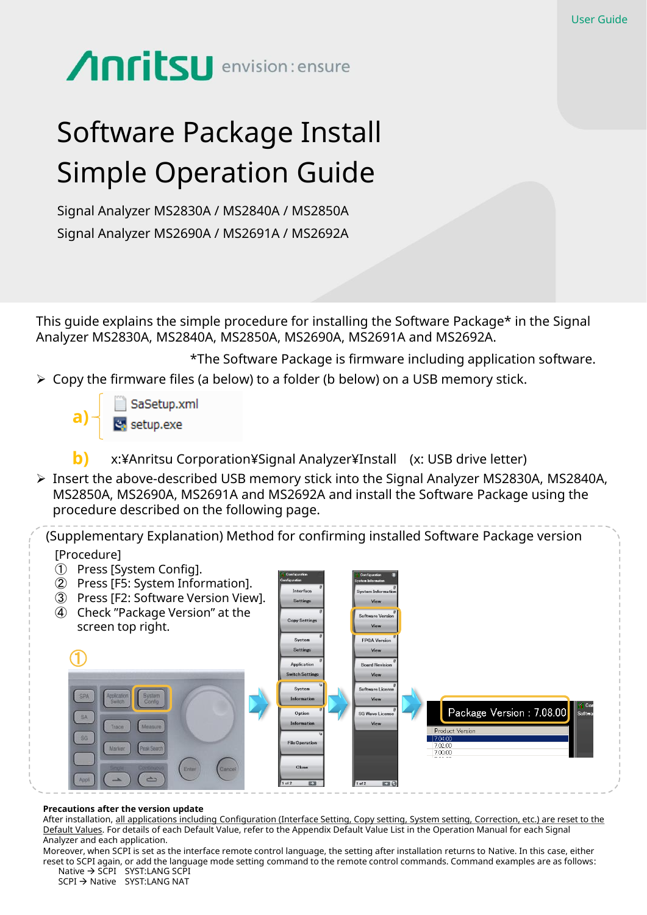User Guide

Anritsu envision : ensure

# Software Package Install Simple Operation Guide

Signal Analyzer MS2830A / MS2840A / MS2850A

Signal Analyzer MS2690A / MS2691A / MS2692A

This guide explains the simple procedure for installing the Software Package* in the Signal Analyzer MS2830A, MS2840A, MS2850A, MS2690A, MS2691A and MS2692A.

*The Software Package is firmware including application software.

- Copy the firmware files (a below) to a folder (b below) on a USB memory stick.

**a)**
- SaSetup.xml
- setup.exe

**b)** x:¥Anritsu Corporation¥Signal Analyzer¥Install (x: USB drive letter)

- Insert the above-described USB memory stick into the Signal Analyzer MS2830A, MS2840A, MS2850A, MS2690A, MS2691A and MS2692A and install the Software Package using the procedure described on the following page.

(Supplementary Explanation) Method for confirming installed Software Package version

[Procedure]

① Press [System Config].
② Press [F5: System Information].
③ Press [F2: Software Version View].
④ Check "Package Version" at the screen top right.

Package Version : 7.08.00

**Precautions after the version update**

After installation, all applications including Configuration (Interface Setting, Copy setting, System setting, Correction, etc.) are reset to the Default Values. For details of each Default Value, refer to the Appendix Default Value List in the Operation Manual for each Signal Analyzer and each application.

Moreover, when SCPI is set as the interface remote control language, the setting after installation returns to Native. In this case, either reset to SCPI again, or add the language mode setting command to the remote control commands. Command examples are as follows:

Native → SCPI SYST:LANG SCPI
SCPI → Native SYST:LANG NAT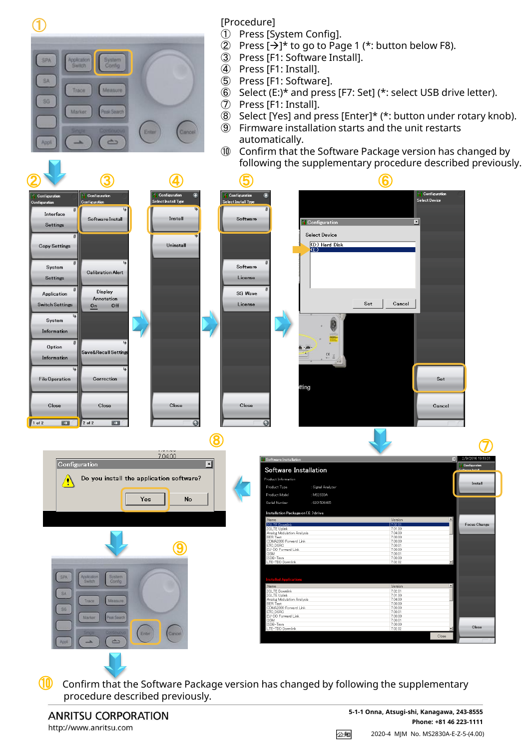[Procedure]

① Press [System Config].
② Press [→]* to go to Page 1 (*: button below F8).
③ Press [F1: Software Install].
④ Press [F1: Install].
⑤ Press [F1: Software].
⑥ Select (E:)* and press [F7: Set] (*: select USB drive letter).
⑦ Press [F1: Install].
⑧ Select [Yes] and press [Enter]* (*: button under rotary knob).
⑨ Firmware installation starts and the unit restarts automatically.
⑩ Confirm that the Software Package version has changed by following the supplementary procedure described previously.

⑩ Confirm that the Software Package version has changed by following the supplementary procedure described previously.

**ANRITSU CORPORATION**
http://www.anritsu.com

5-1-1 Onna, Atsugi-shi, Kanagawa, 243-8555
Phone: +81 46 223-1111

公知 2020-4 MJM No. MS2830A-E-Z-5-(4.00)